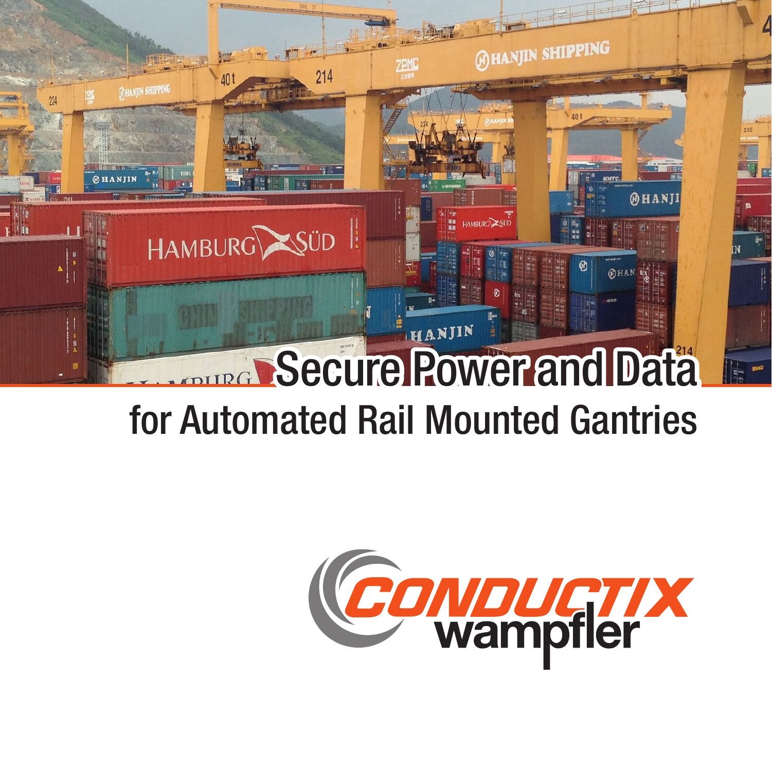# Secure Power and Data

## for Automated Rail Mounted Gantries

CONDUCTIX wampfler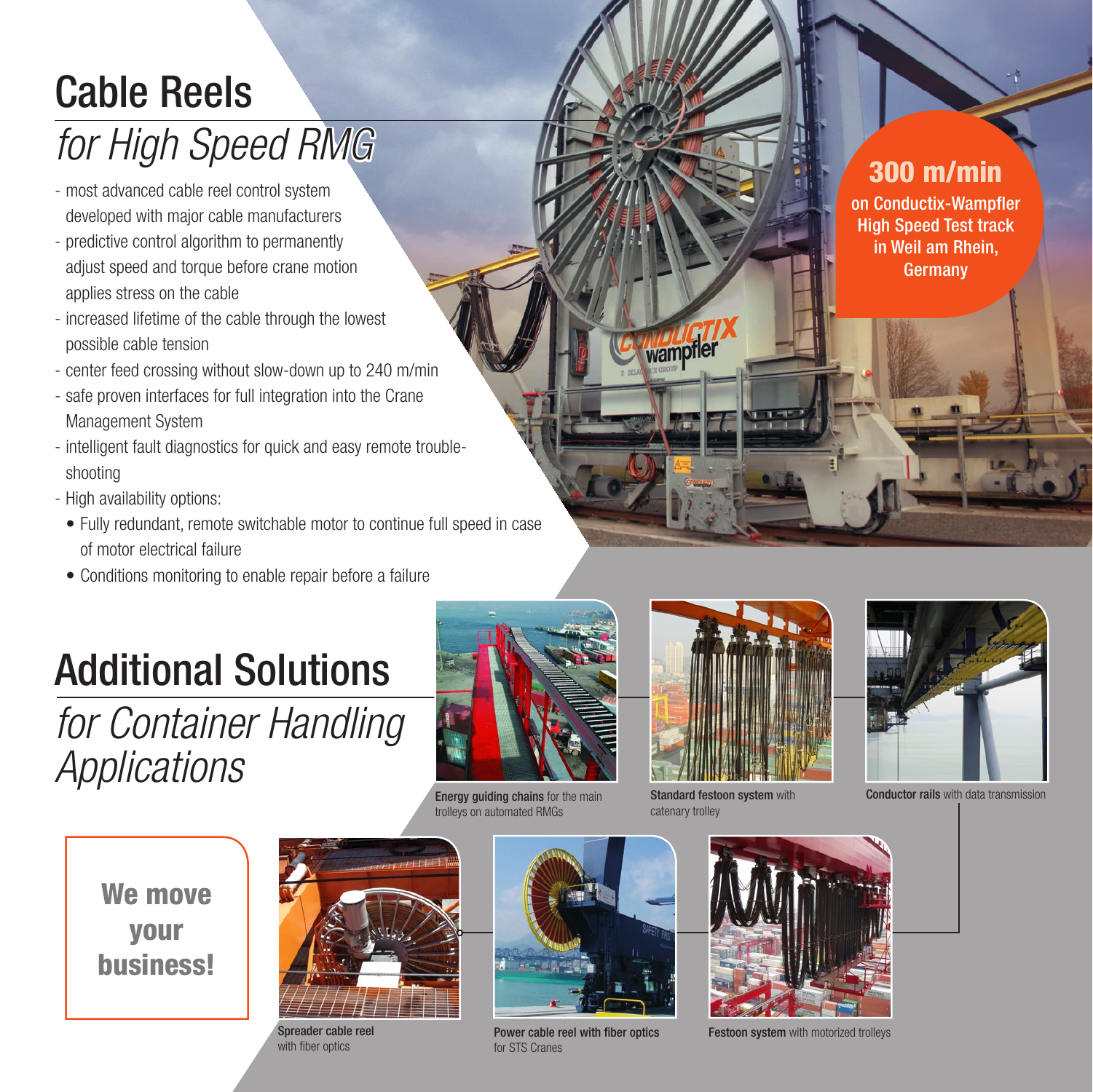# Cable Reels

## *for High Speed RMG*

- most advanced cable reel control system developed with major cable manufacturers
- predictive control algorithm to permanently adjust speed and torque before crane motion applies stress on the cable
- increased lifetime of the cable through the lowest possible cable tension
- center feed crossing without slow-down up to 240 m/min
- safe proven interfaces for full integration into the Crane Management System
- intelligent fault diagnostics for quick and easy remote trouble-shooting
- High availability options:
  - Fully redundant, remote switchable motor to continue full speed in case of motor electrical failure
  - Conditions monitoring to enable repair before a failure

**300 m/min**

**on Conductix-Wampfler High Speed Test track in Weil am Rhein, Germany**

# Additional Solutions

## *for Container Handling Applications*

**Energy guiding chains** for the main trolleys on automated RMGs

**Standard festoon system** with catenary trolley

**Conductor rails** with data transmission

**We move your business!**

**Spreader cable reel** with fiber optics

**Power cable reel with fiber optics** for STS Cranes

**Festoon system** with motorized trolleys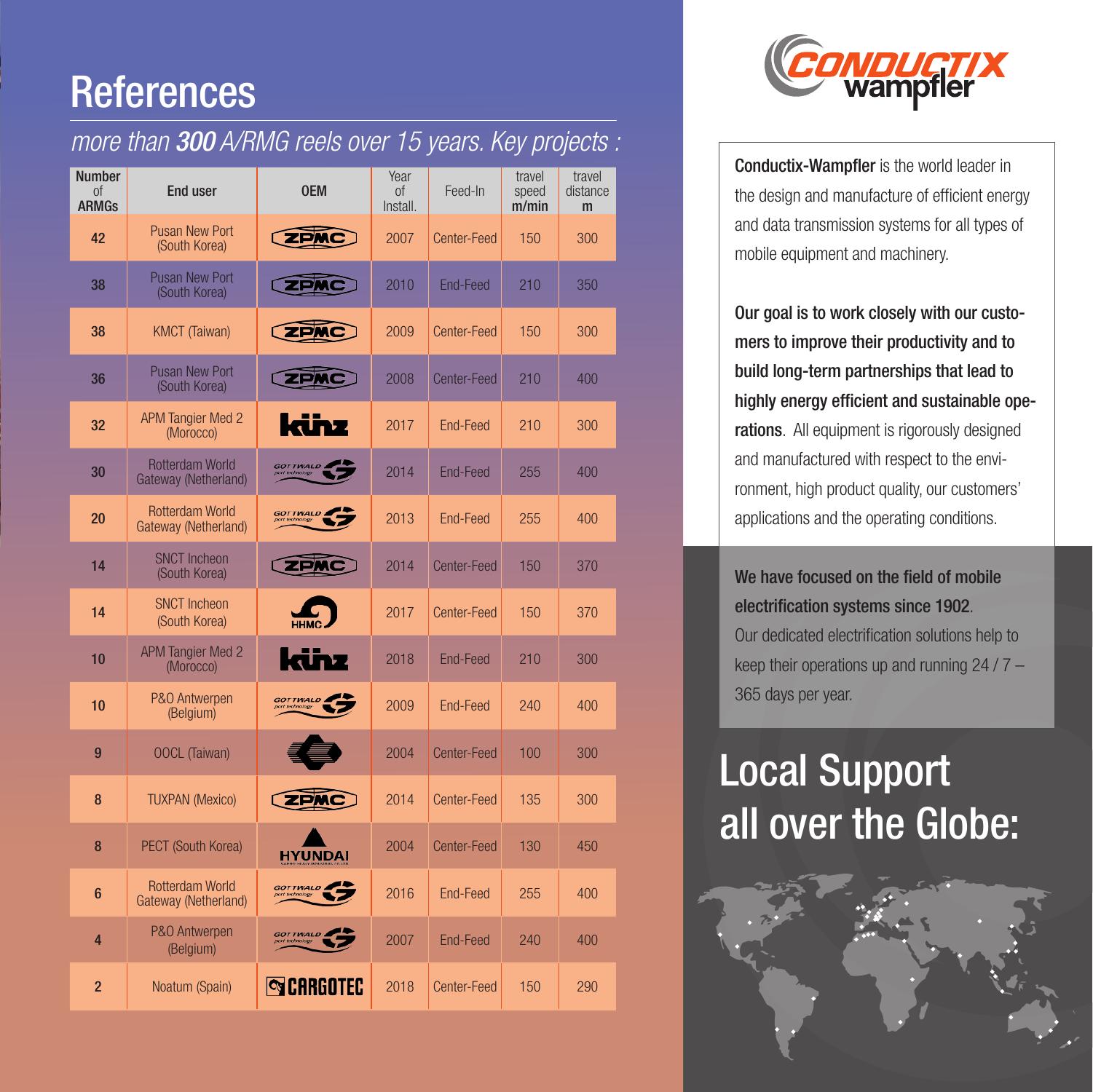# References

*more than **300** A/RMG reels over 15 years. Key projects :*

| Number of ARMGs | End user | OEM | Year of Install. | Feed-In | travel speed m/min | travel distance m |
|---|---|---|---|---|---|---|
| 42 | Pusan New Port (South Korea) | ZPMC | 2007 | Center-Feed | 150 | 300 |
| 38 | Pusan New Port (South Korea) | ZPMC | 2010 | End-Feed | 210 | 350 |
| 38 | KMCT (Taiwan) | ZPMC | 2009 | Center-Feed | 150 | 300 |
| 36 | Pusan New Port (South Korea) | ZPMC | 2008 | Center-Feed | 210 | 400 |
| 32 | APM Tangier Med 2 (Morocco) | Künz | 2017 | End-Feed | 210 | 300 |
| 30 | Rotterdam World Gateway (Netherland) | Gottwald port technology | 2014 | End-Feed | 255 | 400 |
| 20 | Rotterdam World Gateway (Netherland) | Gottwald port technology | 2013 | End-Feed | 255 | 400 |
| 14 | SNCT Incheon (South Korea) | ZPMC | 2014 | Center-Feed | 150 | 370 |
| 14 | SNCT Incheon (South Korea) | HHMC | 2017 | Center-Feed | 150 | 370 |
| 10 | APM Tangier Med 2 (Morocco) | Künz | 2018 | End-Feed | 210 | 300 |
| 10 | P&O Antwerpen (Belgium) | Gottwald port technology | 2009 | End-Feed | 240 | 400 |
| 9 | OOCL (Taiwan) | | 2004 | Center-Feed | 100 | 300 |
| 8 | TUXPAN (Mexico) | ZPMC | 2014 | Center-Feed | 135 | 300 |
| 8 | PECT (South Korea) | HYUNDAI | 2004 | Center-Feed | 130 | 450 |
| 6 | Rotterdam World Gateway (Netherland) | Gottwald port technology | 2016 | End-Feed | 255 | 400 |
| 4 | P&O Antwerpen (Belgium) | Gottwald port technology | 2007 | End-Feed | 240 | 400 |
| 2 | Noatum (Spain) | CARGOTEC | 2018 | Center-Feed | 150 | 290 |

**Conductix-Wampfler** is the world leader in the design and manufacture of efficient energy and data transmission systems for all types of mobile equipment and machinery.

**Our goal is to work closely with our customers to improve their productivity and to build long-term partnerships that lead to highly energy efficient and sustainable operations**. All equipment is rigorously designed and manufactured with respect to the environment, high product quality, our customers' applications and the operating conditions.

**We have focused on the field of mobile electrification systems since 1902**.
Our dedicated electrification solutions help to keep their operations up and running 24 / 7 – 365 days per year.

## Local Support all over the Globe: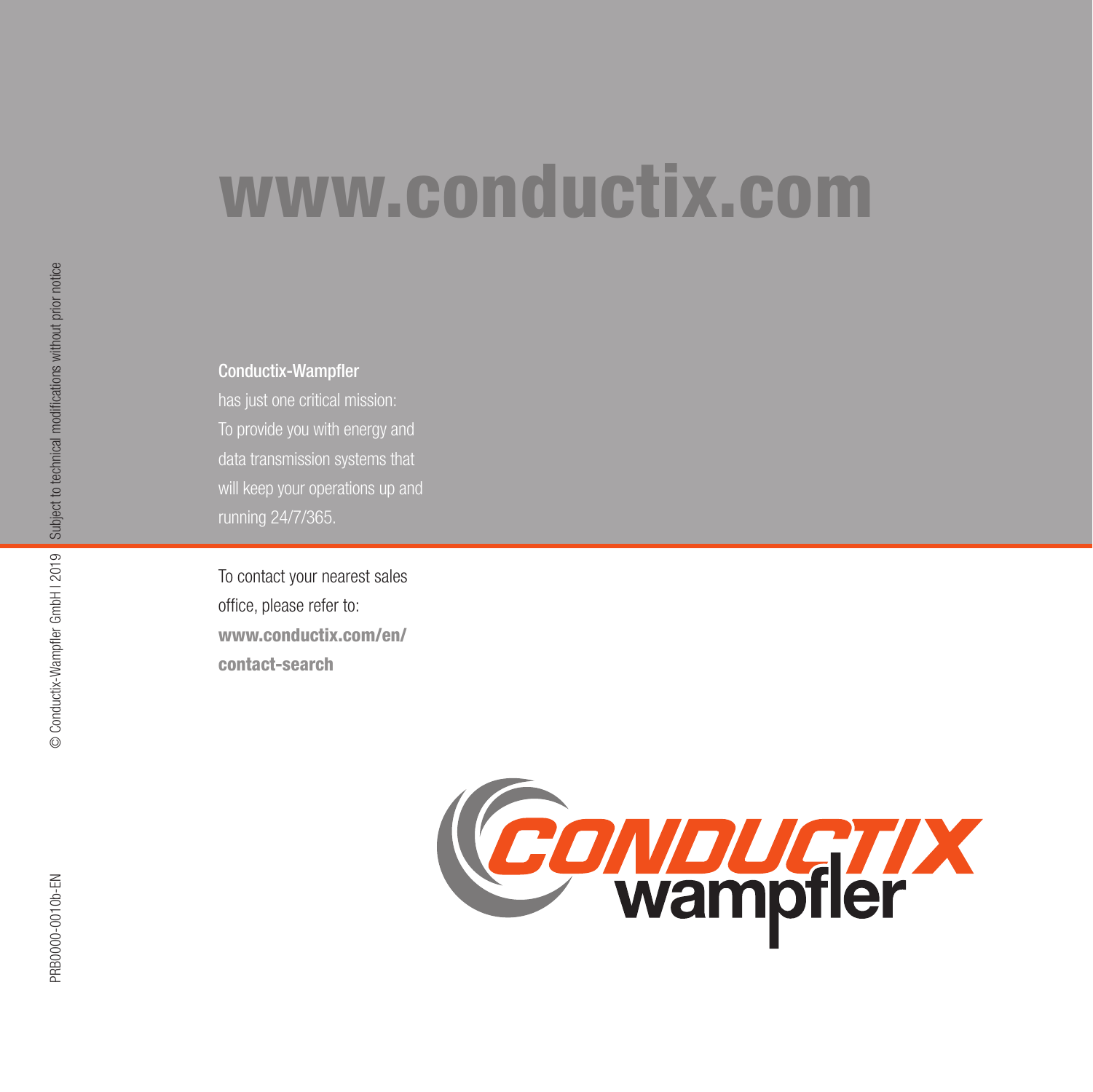# www.conductix.com

**Conductix-Wampfler**
has just one critical mission:
To provide you with energy and data transmission systems that will keep your operations up and running 24/7/365.

To contact your nearest sales office, please refer to:
**www.conductix.com/en/contact-search**

© Conductix-Wampfler GmbH | 2019 Subject to technical modifications without prior notice

PRB0000-0010b-EN